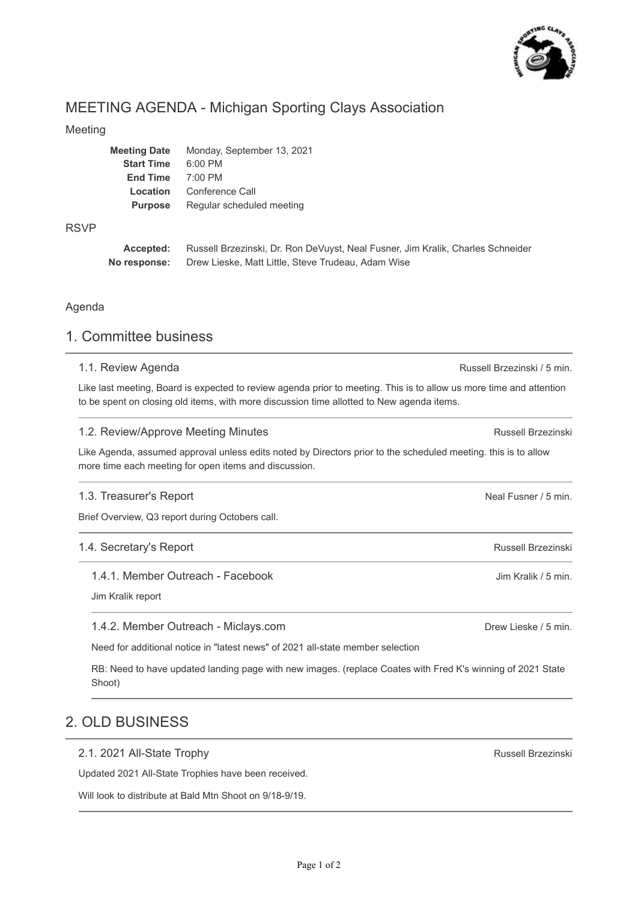# MEETING AGENDA - Michigan Sporting Clays Association

Meeting

| | |
|---|---|
| **Meeting Date** | Monday, September 13, 2021 |
| **Start Time** | 6:00 PM |
| **End Time** | 7:00 PM |
| **Location** | Conference Call |
| **Purpose** | Regular scheduled meeting |

RSVP

| | |
|---|---|
| **Accepted:** | Russell Brzezinski, Dr. Ron DeVuyst, Neal Fusner, Jim Kralik, Charles Schneider |
| **No response:** | Drew Lieske, Matt Little, Steve Trudeau, Adam Wise |

Agenda

## 1. Committee business

### 1.1. Review Agenda

Russell Brzezinski / 5 min.

Like last meeting, Board is expected to review agenda prior to meeting. This is to allow us more time and attention to be spent on closing old items, with more discussion time allotted to New agenda items.

### 1.2. Review/Approve Meeting Minutes

Russell Brzezinski

Like Agenda, assumed approval unless edits noted by Directors prior to the scheduled meeting. this is to allow more time each meeting for open items and discussion.

### 1.3. Treasurer's Report

Neal Fusner / 5 min.

Brief Overview, Q3 report during Octobers call.

### 1.4. Secretary's Report

Russell Brzezinski

#### 1.4.1. Member Outreach - Facebook

Jim Kralik / 5 min.

Jim Kralik report

#### 1.4.2. Member Outreach - Miclays.com

Drew Lieske / 5 min.

Need for additional notice in "latest news" of 2021 all-state member selection

RB: Need to have updated landing page with new images. (replace Coates with Fred K's winning of 2021 State Shoot)

## 2. OLD BUSINESS

### 2.1. 2021 All-State Trophy

Russell Brzezinski

Updated 2021 All-State Trophies have been received.

Will look to distribute at Bald Mtn Shoot on 9/18-9/19.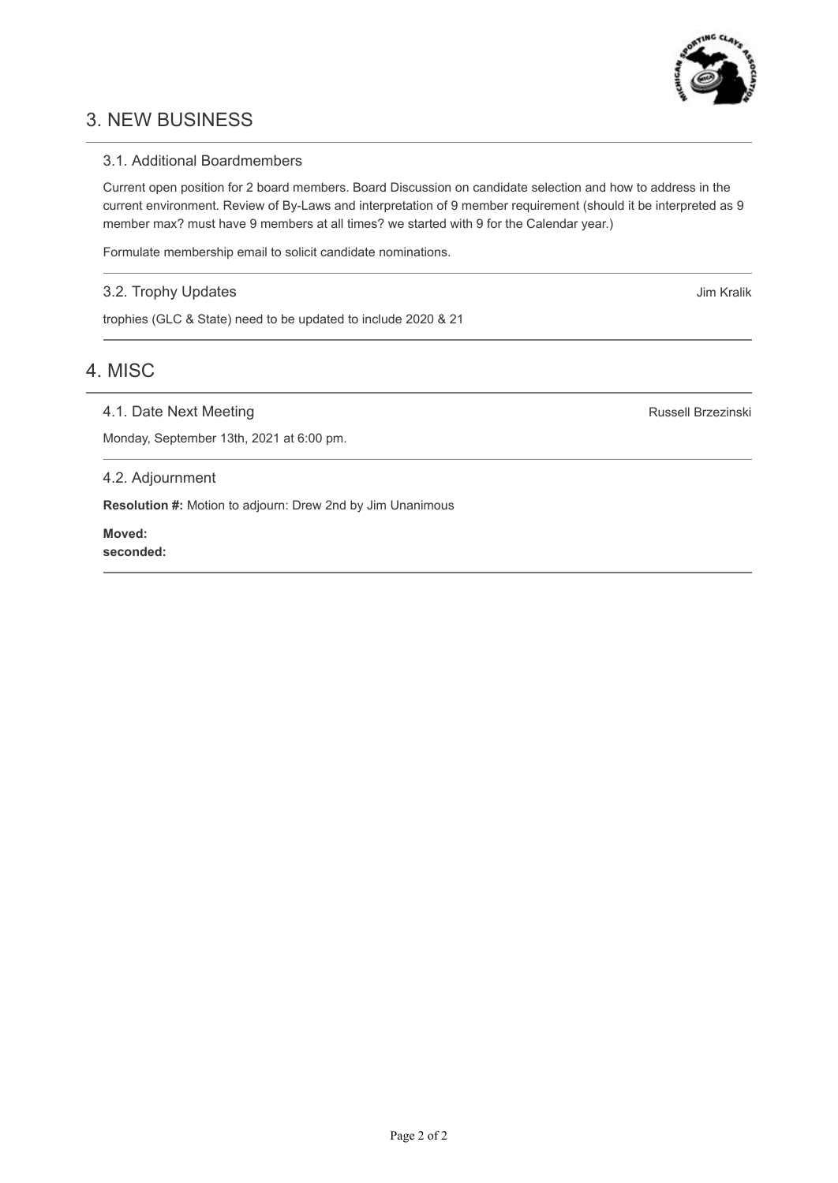## 3. NEW BUSINESS

### 3.1. Additional Boardmembers

Current open position for 2 board members. Board Discussion on candidate selection and how to address in the current environment. Review of By-Laws and interpretation of 9 member requirement (should it be interpreted as 9 member max? must have 9 members at all times? we started with 9 for the Calendar year.)

Formulate membership email to solicit candidate nominations.

### 3.2. Trophy Updates

Jim Kralik

trophies (GLC & State) need to be updated to include 2020 & 21

## 4. MISC

### 4.1. Date Next Meeting

Russell Brzezinski

Monday, September 13th, 2021 at 6:00 pm.

### 4.2. Adjournment

**Resolution #:** Motion to adjourn: Drew 2nd by Jim Unanimous

**Moved:**
**seconded:**